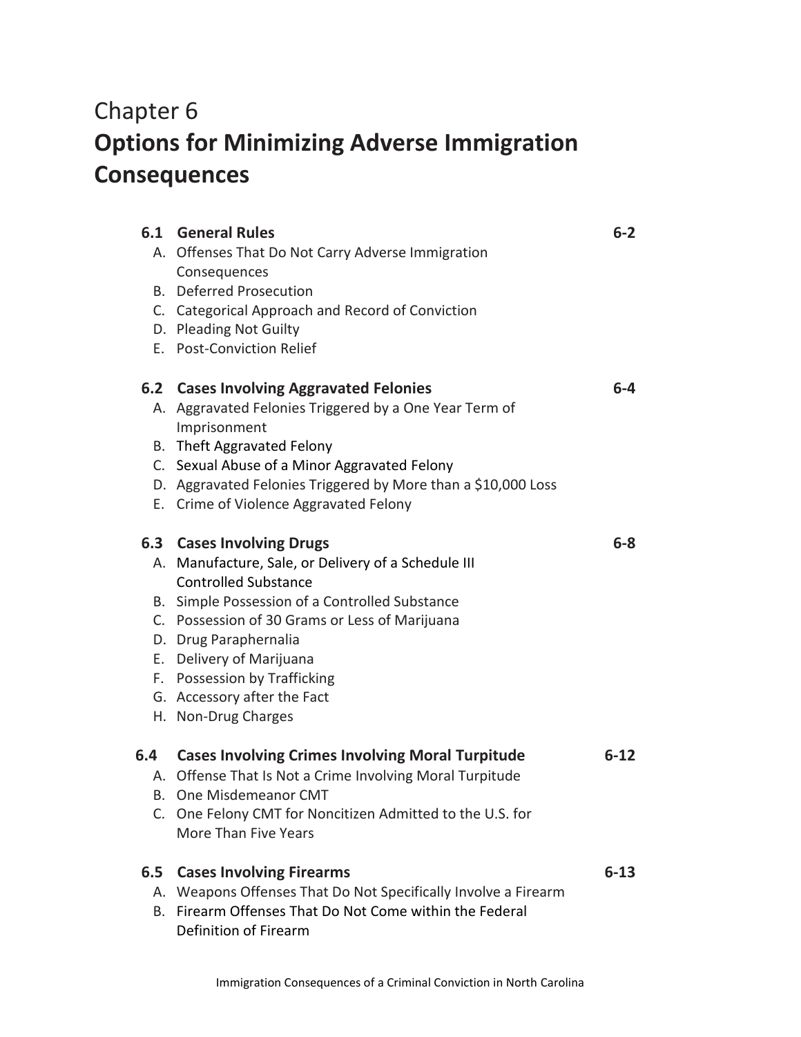# Chapter 6
# Options for Minimizing Adverse Immigration Consequences

| | | |
|---|---|---|
| **6.1** | **General Rules** | **6-2** |
| | A. Offenses That Do Not Carry Adverse Immigration Consequences | |
| | B. Deferred Prosecution | |
| | C. Categorical Approach and Record of Conviction | |
| | D. Pleading Not Guilty | |
| | E. Post-Conviction Relief | |
| **6.2** | **Cases Involving Aggravated Felonies** | **6-4** |
| | A. Aggravated Felonies Triggered by a One Year Term of Imprisonment | |
| | B. Theft Aggravated Felony | |
| | C. Sexual Abuse of a Minor Aggravated Felony | |
| | D. Aggravated Felonies Triggered by More than a $10,000 Loss | |
| | E. Crime of Violence Aggravated Felony | |
| **6.3** | **Cases Involving Drugs** | **6-8** |
| | A. Manufacture, Sale, or Delivery of a Schedule III Controlled Substance | |
| | B. Simple Possession of a Controlled Substance | |
| | C. Possession of 30 Grams or Less of Marijuana | |
| | D. Drug Paraphernalia | |
| | E. Delivery of Marijuana | |
| | F. Possession by Trafficking | |
| | G. Accessory after the Fact | |
| | H. Non-Drug Charges | |
| **6.4** | **Cases Involving Crimes Involving Moral Turpitude** | **6-12** |
| | A. Offense That Is Not a Crime Involving Moral Turpitude | |
| | B. One Misdemeanor CMT | |
| | C. One Felony CMT for Noncitizen Admitted to the U.S. for More Than Five Years | |
| **6.5** | **Cases Involving Firearms** | **6-13** |
| | A. Weapons Offenses That Do Not Specifically Involve a Firearm | |
| | B. Firearm Offenses That Do Not Come within the Federal Definition of Firearm | |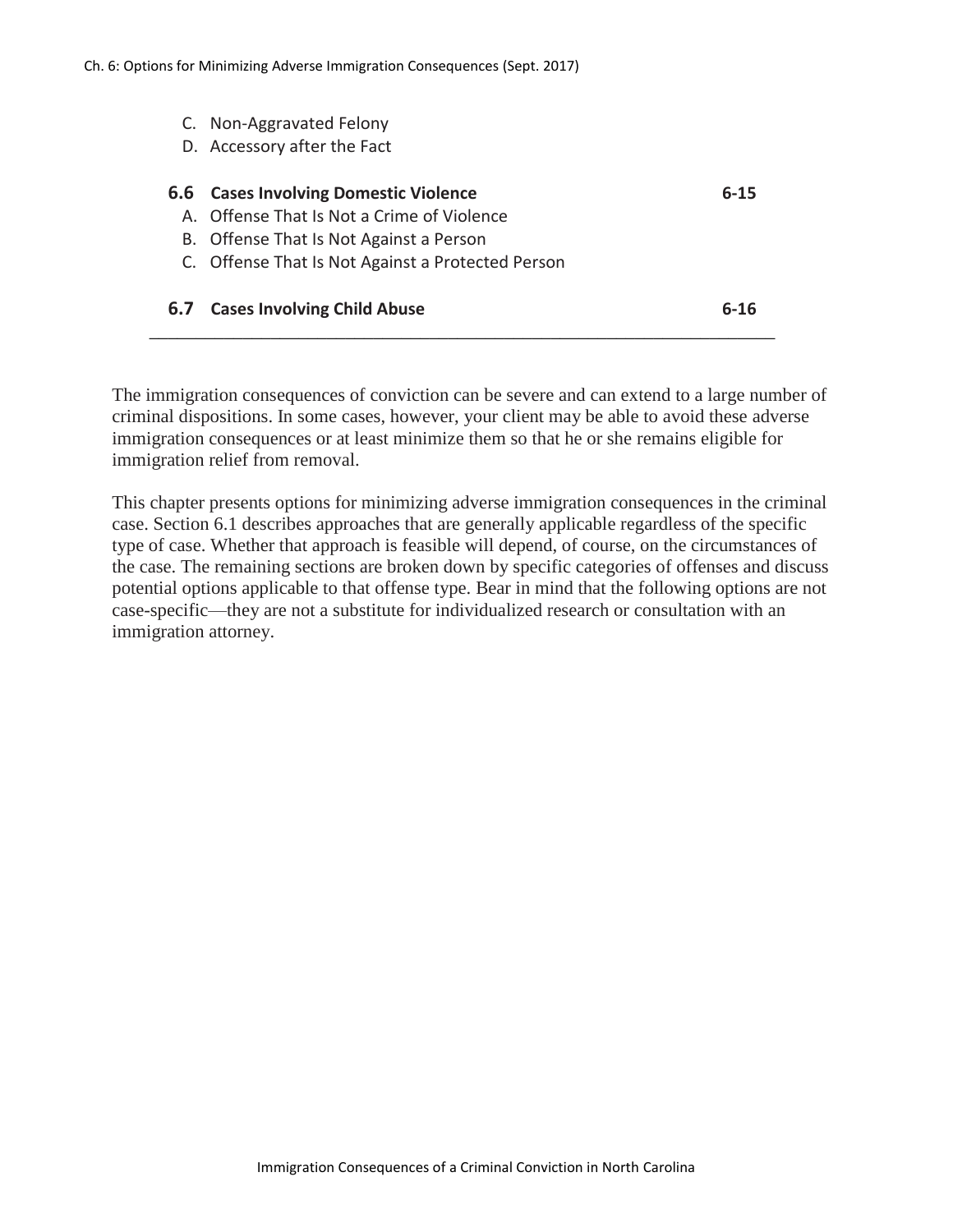C. Non-Aggravated Felony
D. Accessory after the Fact

**6.6 Cases Involving Domestic Violence** **6-15**

A. Offense That Is Not a Crime of Violence
B. Offense That Is Not Against a Person
C. Offense That Is Not Against a Protected Person

**6.7 Cases Involving Child Abuse** **6-16**

---

The immigration consequences of conviction can be severe and can extend to a large number of criminal dispositions. In some cases, however, your client may be able to avoid these adverse immigration consequences or at least minimize them so that he or she remains eligible for immigration relief from removal.

This chapter presents options for minimizing adverse immigration consequences in the criminal case. Section 6.1 describes approaches that are generally applicable regardless of the specific type of case. Whether that approach is feasible will depend, of course, on the circumstances of the case. The remaining sections are broken down by specific categories of offenses and discuss potential options applicable to that offense type. Bear in mind that the following options are not case-specific—they are not a substitute for individualized research or consultation with an immigration attorney.